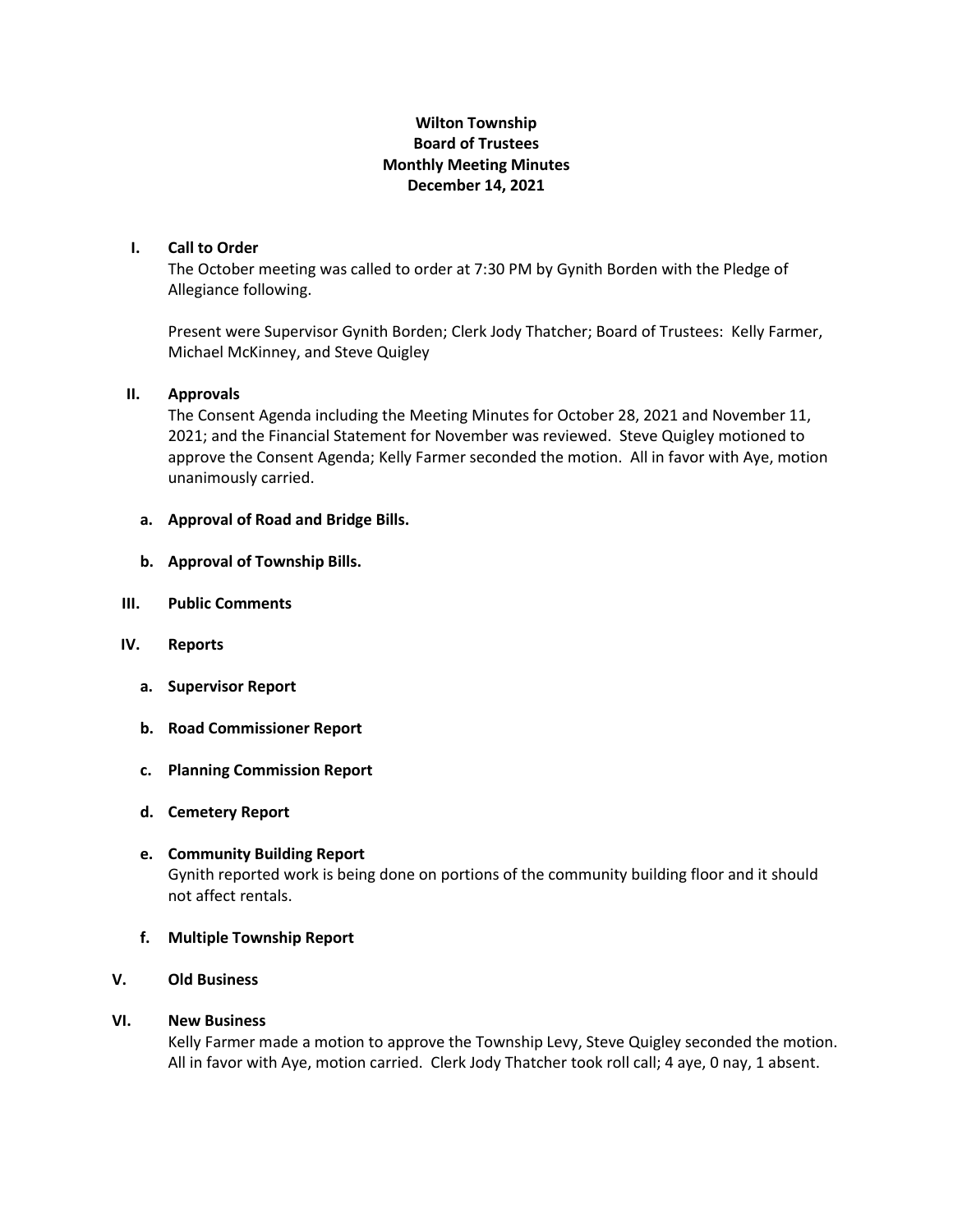**Wilton Township**
**Board of Trustees**
**Monthly Meeting Minutes**
**December 14, 2021**

I. **Call to Order**

The October meeting was called to order at 7:30 PM by Gynith Borden with the Pledge of Allegiance following.

Present were Supervisor Gynith Borden; Clerk Jody Thatcher; Board of Trustees: Kelly Farmer, Michael McKinney, and Steve Quigley

II. **Approvals**

The Consent Agenda including the Meeting Minutes for October 28, 2021 and November 11, 2021; and the Financial Statement for November was reviewed. Steve Quigley motioned to approve the Consent Agenda; Kelly Farmer seconded the motion. All in favor with Aye, motion unanimously carried.

a. **Approval of Road and Bridge Bills.**

b. **Approval of Township Bills.**

III. **Public Comments**

IV. **Reports**

a. **Supervisor Report**

b. **Road Commissioner Report**

c. **Planning Commission Report**

d. **Cemetery Report**

e. **Community Building Report**

Gynith reported work is being done on portions of the community building floor and it should not affect rentals.

f. **Multiple Township Report**

V. **Old Business**

VI. **New Business**

Kelly Farmer made a motion to approve the Township Levy, Steve Quigley seconded the motion. All in favor with Aye, motion carried. Clerk Jody Thatcher took roll call; 4 aye, 0 nay, 1 absent.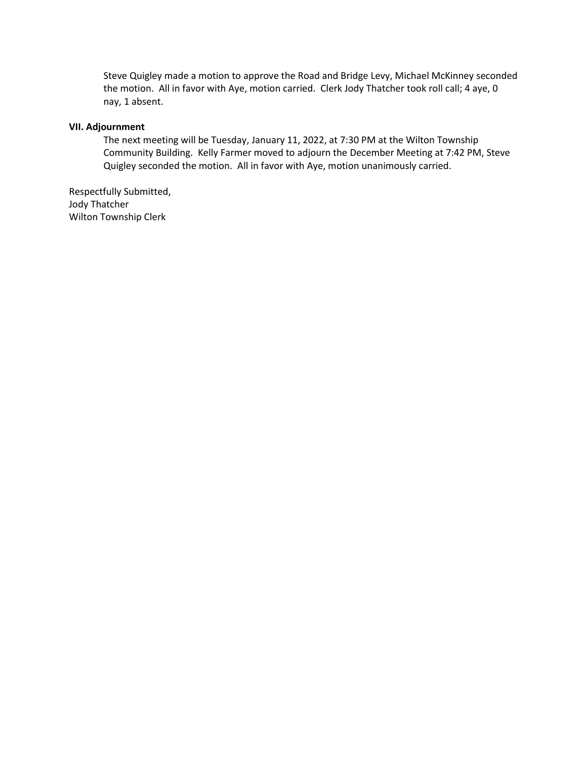Steve Quigley made a motion to approve the Road and Bridge Levy, Michael McKinney seconded the motion. All in favor with Aye, motion carried. Clerk Jody Thatcher took roll call; 4 aye, 0 nay, 1 absent.

**VII. Adjournment**

The next meeting will be Tuesday, January 11, 2022, at 7:30 PM at the Wilton Township Community Building. Kelly Farmer moved to adjourn the December Meeting at 7:42 PM, Steve Quigley seconded the motion. All in favor with Aye, motion unanimously carried.

Respectfully Submitted,
Jody Thatcher
Wilton Township Clerk